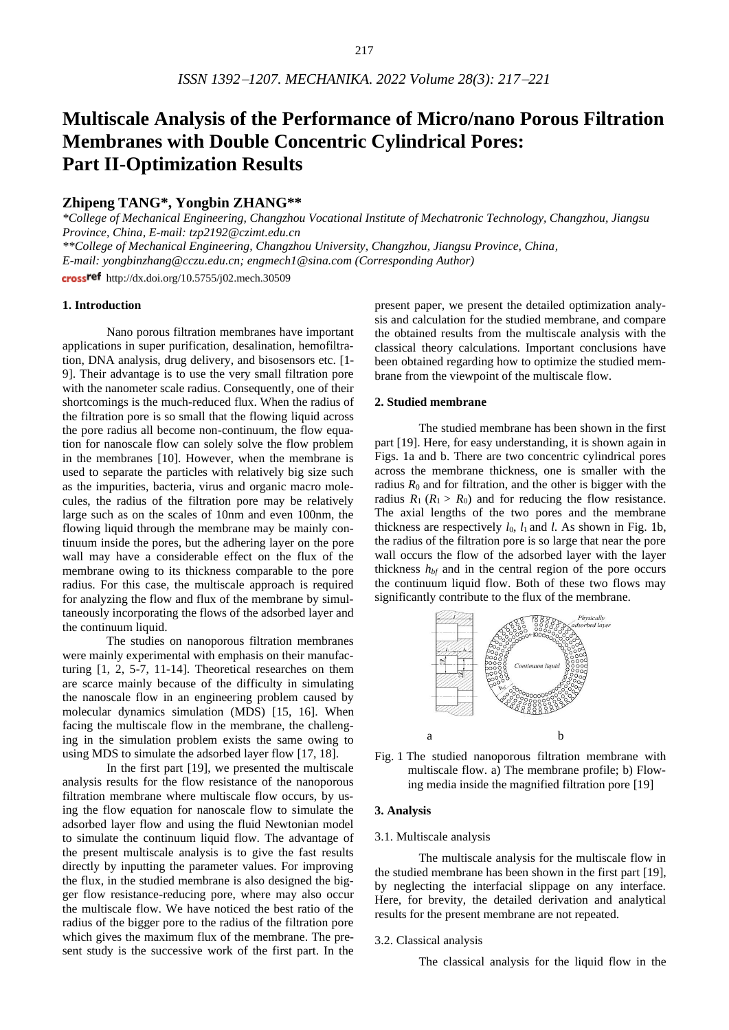# Multiscale Analysis of the Performance of Micro/nano Porous Filtration Membranes with Double Concentric Cylindrical Pores: Part II-Optimization Results

## Zhipeng TANG*, Yongbin ZHANG**

*College of Mechanical Engineering, Changzhou Vocational Institute of Mechatronic Technology, Changzhou, Jiangsu Province, China, E-mail: tzp2192@czimt.edu.cn*

***College of Mechanical Engineering, Changzhou University, Changzhou, Jiangsu Province, China, E-mail: yongbinzhang@cczu.edu.cn; engmech1@sina.com (Corresponding Author)*

http://dx.doi.org/10.5755/j02.mech.30509

### 1. Introduction

Nano porous filtration membranes have important applications in super purification, desalination, hemofiltration, DNA analysis, drug delivery, and bisosensors etc. [1-9]. Their advantage is to use the very small filtration pore with the nanometer scale radius. Consequently, one of their shortcomings is the much-reduced flux. When the radius of the filtration pore is so small that the flowing liquid across the pore radius all become non-continuum, the flow equation for nanoscale flow can solely solve the flow problem in the membranes [10]. However, when the membrane is used to separate the particles with relatively big size such as the impurities, bacteria, virus and organic macro molecules, the radius of the filtration pore may be relatively large such as on the scales of 10nm and even 100nm, the flowing liquid through the membrane may be mainly continuum inside the pores, but the adhering layer on the pore wall may have a considerable effect on the flux of the membrane owing to its thickness comparable to the pore radius. For this case, the multiscale approach is required for analyzing the flow and flux of the membrane by simultaneously incorporating the flows of the adsorbed layer and the continuum liquid.

The studies on nanoporous filtration membranes were mainly experimental with emphasis on their manufacturing [1, 2, 5-7, 11-14]. Theoretical researches on them are scarce mainly because of the difficulty in simulating the nanoscale flow in an engineering problem caused by molecular dynamics simulation (MDS) [15, 16]. When facing the multiscale flow in the membrane, the challenging in the simulation problem exists the same owing to using MDS to simulate the adsorbed layer flow [17, 18].

In the first part [19], we presented the multiscale analysis results for the flow resistance of the nanoporous filtration membrane where multiscale flow occurs, by using the flow equation for nanoscale flow to simulate the adsorbed layer flow and using the fluid Newtonian model to simulate the continuum liquid flow. The advantage of the present multiscale analysis is to give the fast results directly by inputting the parameter values. For improving the flux, in the studied membrane is also designed the bigger flow resistance-reducing pore, where may also occur the multiscale flow. We have noticed the best ratio of the radius of the bigger pore to the radius of the filtration pore which gives the maximum flux of the membrane. The present study is the successive work of the first part. In the present paper, we present the detailed optimization analysis and calculation for the studied membrane, and compare the obtained results from the multiscale analysis with the classical theory calculations. Important conclusions have been obtained regarding how to optimize the studied membrane from the viewpoint of the multiscale flow.

### 2. Studied membrane

The studied membrane has been shown in the first part [19]. Here, for easy understanding, it is shown again in Figs. 1a and b. There are two concentric cylindrical pores across the membrane thickness, one is smaller with the radius $R_0$ and for filtration, and the other is bigger with the radius $R_1$ ($R_1 > R_0$) and for reducing the flow resistance. The axial lengths of the two pores and the membrane thickness are respectively $l_0$, $l_1$ and $l$. As shown in Fig. 1b, the radius of the filtration pore is so large that near the pore wall occurs the flow of the adsorbed layer with the layer thickness $h_{bf}$ and in the central region of the pore occurs the continuum liquid flow. Both of these two flows may significantly contribute to the flux of the membrane.

Fig. 1 The studied nanoporous filtration membrane with multiscale flow. a) The membrane profile; b) Flowing media inside the magnified filtration pore [19]

### 3. Analysis

#### 3.1. Multiscale analysis

The multiscale analysis for the multiscale flow in the studied membrane has been shown in the first part [19], by neglecting the interfacial slippage on any interface. Here, for brevity, the detailed derivation and analytical results for the present membrane are not repeated.

#### 3.2. Classical analysis

The classical analysis for the liquid flow in the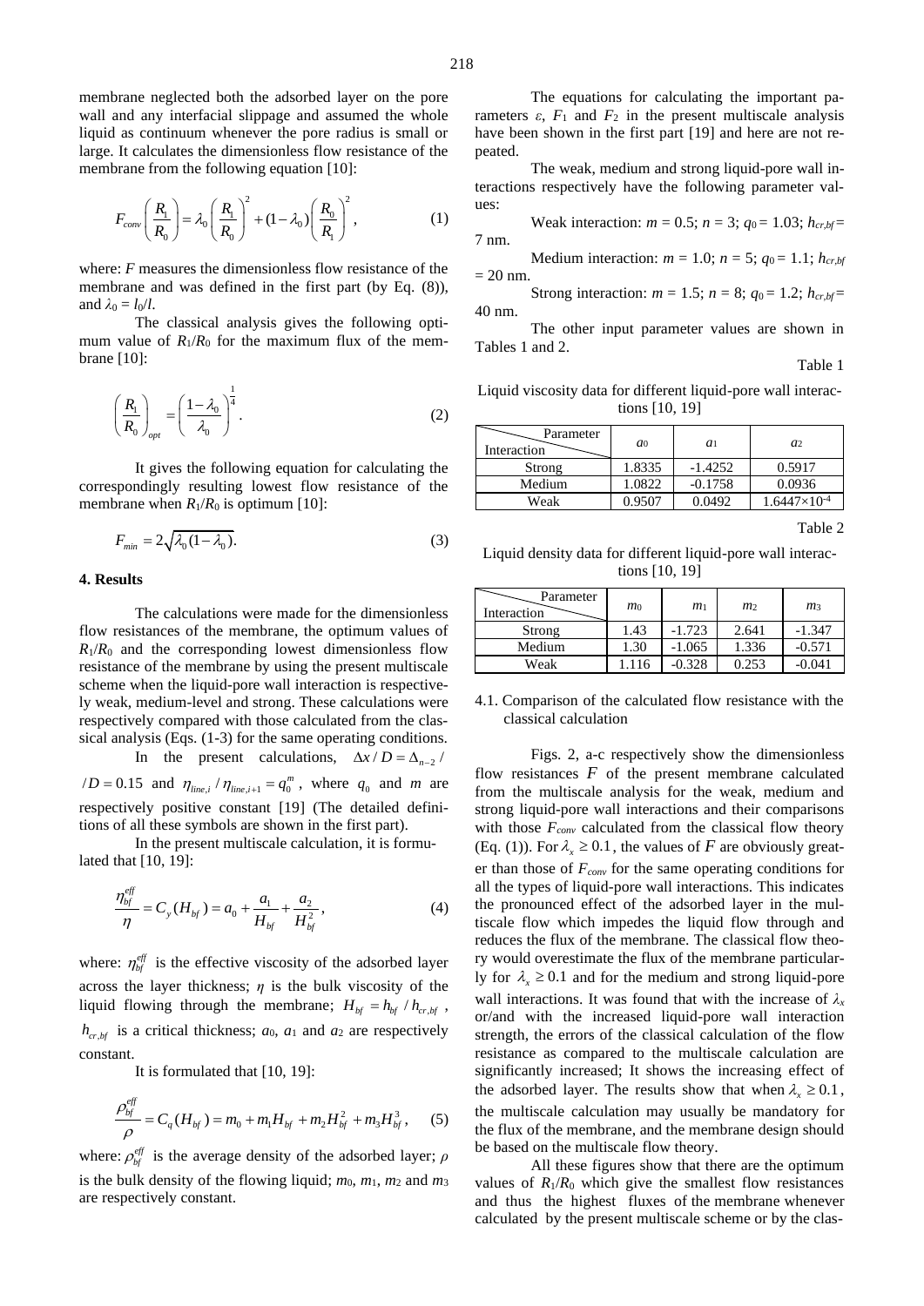membrane neglected both the adsorbed layer on the pore wall and any interfacial slippage and assumed the whole liquid as continuum whenever the pore radius is small or large. It calculates the dimensionless flow resistance of the membrane from the following equation [10]:

$$F_{conv}\left(\frac{R_1}{R_0}\right) = \lambda_0 \left(\frac{R_1}{R_0}\right)^2 + (1-\lambda_0)\left(\frac{R_0}{R_1}\right)^2, \tag{1}$$

where: $F$ measures the dimensionless flow resistance of the membrane and was defined in the first part (by Eq. (8)), and $\lambda_0 = l_0/l$.

The classical analysis gives the following optimum value of $R_1/R_0$ for the maximum flux of the membrane [10]:

$$\left(\frac{R_1}{R_0}\right)_{opt} = \left(\frac{1-\lambda_0}{\lambda_0}\right)^{\frac{1}{4}}. \tag{2}$$

It gives the following equation for calculating the correspondingly resulting lowest flow resistance of the membrane when $R_1/R_0$ is optimum [10]:

$$F_{min} = 2\sqrt{\lambda_0(1-\lambda_0)}. \tag{3}$$

### 4. Results

The calculations were made for the dimensionless flow resistances of the membrane, the optimum values of $R_1/R_0$ and the corresponding lowest dimensionless flow resistance of the membrane by using the present multiscale scheme when the liquid-pore wall interaction is respectively weak, medium-level and strong. These calculations were respectively compared with those calculated from the classical analysis (Eqs. (1-3) for the same operating conditions.

In the present calculations, $\Delta x / D = \Delta_{n-2} / /D = 0.15$ and $\eta_{line,i} / \eta_{line,i+1} = q_0^m$, where $q_0$ and $m$ are respectively positive constant [19] (The detailed definitions of all these symbols are shown in the first part).

In the present multiscale calculation, it is formulated that [10, 19]:

$$\frac{\eta_{bf}^{eff}}{\eta} = C_y(H_{bf}) = a_0 + \frac{a_1}{H_{bf}} + \frac{a_2}{H_{bf}^2}, \tag{4}$$

where: $\eta_{bf}^{eff}$ is the effective viscosity of the adsorbed layer across the layer thickness; $\eta$ is the bulk viscosity of the liquid flowing through the membrane; $H_{bf} = h_{bf} / h_{cr,bf}$, $h_{cr,bf}$ is a critical thickness; $a_0$, $a_1$ and $a_2$ are respectively constant.

It is formulated that [10, 19]:

$$\frac{\rho_{bf}^{eff}}{\rho} = C_q(H_{bf}) = m_0 + m_1 H_{bf} + m_2 H_{bf}^2 + m_3 H_{bf}^3, \tag{5}$$

where: $\rho_{bf}^{eff}$ is the average density of the adsorbed layer; $\rho$ is the bulk density of the flowing liquid; $m_0$, $m_1$, $m_2$ and $m_3$ are respectively constant.

The equations for calculating the important parameters $\varepsilon$, $F_1$ and $F_2$ in the present multiscale analysis have been shown in the first part [19] and here are not repeated.

The weak, medium and strong liquid-pore wall interactions respectively have the following parameter values:

Weak interaction: $m = 0.5$; $n = 3$; $q_0 = 1.03$; $h_{cr,bf} = 7$ nm.

Medium interaction: $m = 1.0$; $n = 5$; $q_0 = 1.1$; $h_{cr,bf} = 20$ nm.

Strong interaction: $m = 1.5$; $n = 8$; $q_0 = 1.2$; $h_{cr,bf} = 40$ nm.

The other input parameter values are shown in Tables 1 and 2.

Table 1

Liquid viscosity data for different liquid-pore wall interactions [10, 19]

| Interaction \ Parameter | $a_0$ | $a_1$ | $a_2$ |
|---|---|---|---|
| Strong | 1.8335 | -1.4252 | 0.5917 |
| Medium | 1.0822 | -0.1758 | 0.0936 |
| Weak | 0.9507 | 0.0492 | $1.6447\times10^{-4}$ |

Table 2

Liquid density data for different liquid-pore wall interactions [10, 19]

| Interaction \ Parameter | $m_0$ | $m_1$ | $m_2$ | $m_3$ |
|---|---|---|---|---|
| Strong | 1.43 | -1.723 | 2.641 | -1.347 |
| Medium | 1.30 | -1.065 | 1.336 | -0.571 |
| Weak | 1.116 | -0.328 | 0.253 | -0.041 |

#### 4.1. Comparison of the calculated flow resistance with the classical calculation

Figs. 2, a-c respectively show the dimensionless flow resistances $F$ of the present membrane calculated from the multiscale analysis for the weak, medium and strong liquid-pore wall interactions and their comparisons with those $F_{conv}$ calculated from the classical flow theory (Eq. (1)). For $\lambda_x \geq 0.1$, the values of $F$ are obviously greater than those of $F_{conv}$ for the same operating conditions for all the types of liquid-pore wall interactions. This indicates the pronounced effect of the adsorbed layer in the multiscale flow which impedes the liquid flow through and reduces the flux of the membrane. The classical flow theory would overestimate the flux of the membrane particularly for $\lambda_x \geq 0.1$ and for the medium and strong liquid-pore wall interactions. It was found that with the increase of $\lambda_x$ or/and with the increased liquid-pore wall interaction strength, the errors of the classical calculation of the flow resistance as compared to the multiscale calculation are significantly increased; It shows the increasing effect of the adsorbed layer. The results show that when $\lambda_x \geq 0.1$, the multiscale calculation may usually be mandatory for the flux of the membrane, and the membrane design should be based on the multiscale flow theory.

All these figures show that there are the optimum values of $R_1/R_0$ which give the smallest flow resistances and thus the highest fluxes of the membrane whenever calculated by the present multiscale scheme or by the clas-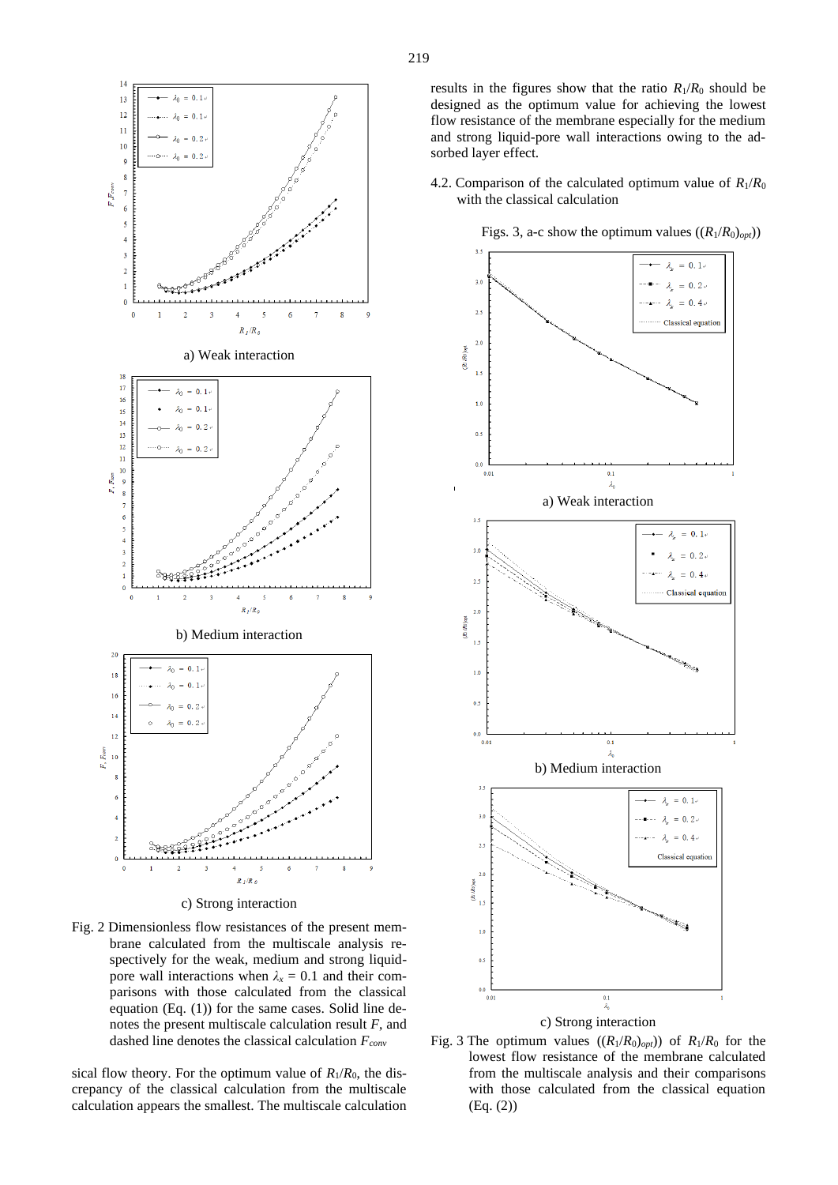Fig. 2 Dimensionless flow resistances of the present membrane calculated from the multiscale analysis respectively for the weak, medium and strong liquid-pore wall interactions when $\lambda_x = 0.1$ and their comparisons with those calculated from the classical equation (Eq. (1)) for the same cases. Solid line denotes the present multiscale calculation result $F$, and dashed line denotes the classical calculation $F_{conv}$

sical flow theory. For the optimum value of $R_1/R_0$, the discrepancy of the classical calculation from the multiscale calculation appears the smallest. The multiscale calculation results in the figures show that the ratio $R_1/R_0$ should be designed as the optimum value for achieving the lowest flow resistance of the membrane especially for the medium and strong liquid-pore wall interactions owing to the adsorbed layer effect.

### 4.2. Comparison of the calculated optimum value of $R_1/R_0$ with the classical calculation

Figs. 3, a-c show the optimum values ($(R_1/R_0)_{opt}$)

Fig. 3 The optimum values ($(R_1/R_0)_{opt}$) of $R_1/R_0$ for the lowest flow resistance of the membrane calculated from the multiscale analysis and their comparisons with those calculated from the classical equation (Eq. (2))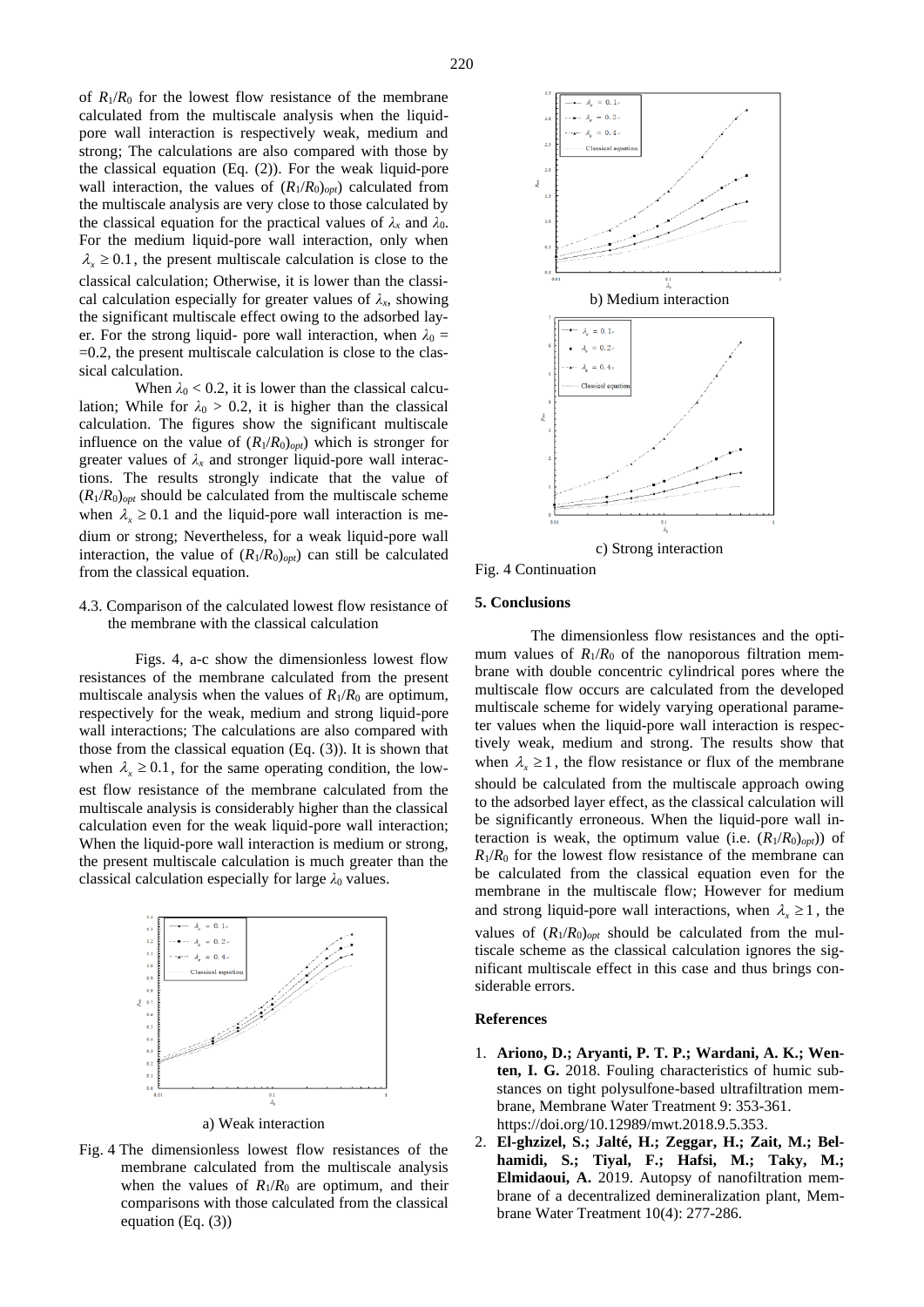of $R_1/R_0$ for the lowest flow resistance of the membrane calculated from the multiscale analysis when the liquid-pore wall interaction is respectively weak, medium and strong; The calculations are also compared with those by the classical equation (Eq. (2)). For the weak liquid-pore wall interaction, the values of $(R_1/R_0)_{opt}$) calculated from the multiscale analysis are very close to those calculated by the classical equation for the practical values of $\lambda_x$ and $\lambda_0$. For the medium liquid-pore wall interaction, only when $\lambda_x \geq 0.1$, the present multiscale calculation is close to the classical calculation; Otherwise, it is lower than the classical calculation especially for greater values of $\lambda_x$, showing the significant multiscale effect owing to the adsorbed layer. For the strong liquid- pore wall interaction, when $\lambda_0 = =0.2$, the present multiscale calculation is close to the classical calculation.

When $\lambda_0 < 0.2$, it is lower than the classical calculation; While for $\lambda_0 > 0.2$, it is higher than the classical calculation. The figures show the significant multiscale influence on the value of $(R_1/R_0)_{opt}$) which is stronger for greater values of $\lambda_x$ and stronger liquid-pore wall interactions. The results strongly indicate that the value of $(R_1/R_0)_{opt}$ should be calculated from the multiscale scheme when $\lambda_x \geq 0.1$ and the liquid-pore wall interaction is medium or strong; Nevertheless, for a weak liquid-pore wall interaction, the value of $(R_1/R_0)_{opt}$) can still be calculated from the classical equation.

### 4.3. Comparison of the calculated lowest flow resistance of the membrane with the classical calculation

Figs. 4, a-c show the dimensionless lowest flow resistances of the membrane calculated from the present multiscale analysis when the values of $R_1/R_0$ are optimum, respectively for the weak, medium and strong liquid-pore wall interactions; The calculations are also compared with those from the classical equation (Eq. (3)). It is shown that when $\lambda_x \geq 0.1$, for the same operating condition, the lowest flow resistance of the membrane calculated from the multiscale analysis is considerably higher than the classical calculation even for the weak liquid-pore wall interaction; When the liquid-pore wall interaction is medium or strong, the present multiscale calculation is much greater than the classical calculation especially for large $\lambda_0$ values.

a) Weak interaction

Fig. 4 The dimensionless lowest flow resistances of the membrane calculated from the multiscale analysis when the values of $R_1/R_0$ are optimum, and their comparisons with those calculated from the classical equation (Eq. (3))

b) Medium interaction

c) Strong interaction

Fig. 4 Continuation

## 5. Conclusions

The dimensionless flow resistances and the optimum values of $R_1/R_0$ of the nanoporous filtration membrane with double concentric cylindrical pores where the multiscale flow occurs are calculated from the developed multiscale scheme for widely varying operational parameter values when the liquid-pore wall interaction is respectively weak, medium and strong. The results show that when $\lambda_x \geq 1$, the flow resistance or flux of the membrane should be calculated from the multiscale approach owing to the adsorbed layer effect, as the classical calculation will be significantly erroneous. When the liquid-pore wall interaction is weak, the optimum value (i.e. $(R_1/R_0)_{opt}$)) of $R_1/R_0$ for the lowest flow resistance of the membrane can be calculated from the classical equation even for the membrane in the multiscale flow; However for medium and strong liquid-pore wall interactions, when $\lambda_x \geq 1$, the values of $(R_1/R_0)_{opt}$ should be calculated from the multiscale scheme as the classical calculation ignores the significant multiscale effect in this case and thus brings considerable errors.

## References

1. **Ariono, D.; Aryanti, P. T. P.; Wardani, A. K.; Wenten, I. G.** 2018. Fouling characteristics of humic substances on tight polysulfone-based ultrafiltration membrane, Membrane Water Treatment 9: 353-361. https://doi.org/10.12989/mwt.2018.9.5.353.
2. **El-ghzizel, S.; Jalté, H.; Zeggar, H.; Zait, M.; Belhamidi, S.; Tiyal, F.; Hafsi, M.; Taky, M.; Elmidaoui, A.** 2019. Autopsy of nanofiltration membrane of a decentralized demineralization plant, Membrane Water Treatment 10(4): 277-286.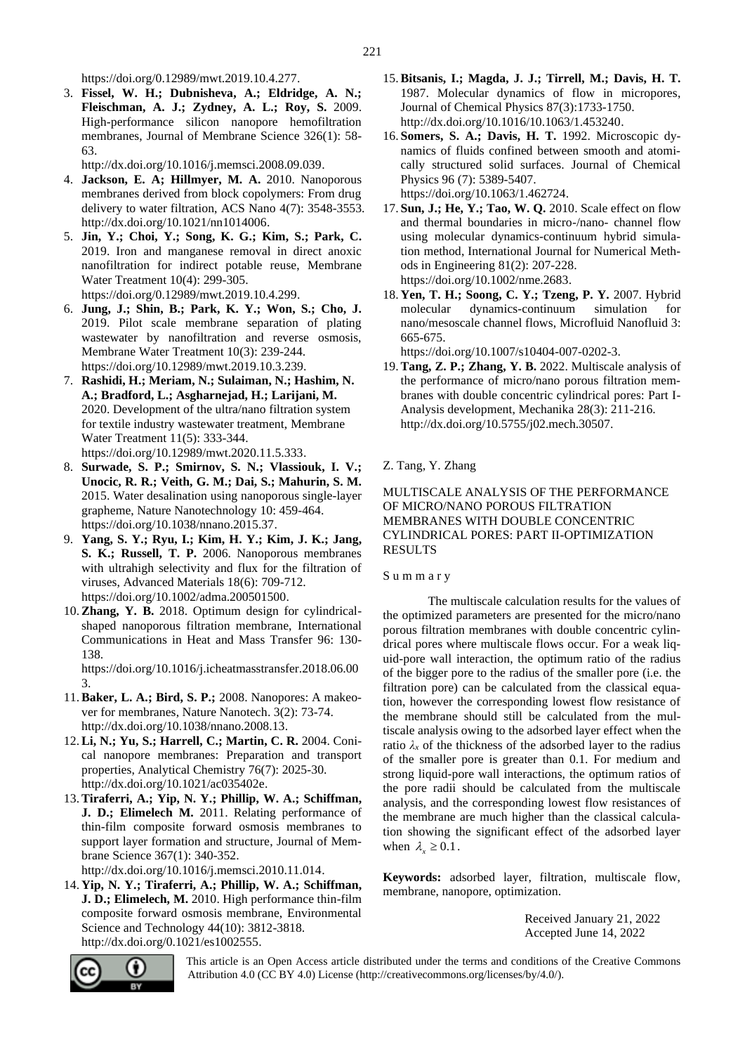https://doi.org/0.12989/mwt.2019.10.4.277.

3. **Fissel, W. H.; Dubnisheva, A.; Eldridge, A. N.; Fleischman, A. J.; Zydney, A. L.; Roy, S.** 2009. High-performance silicon nanopore hemofiltration membranes, Journal of Membrane Science 326(1): 58-63. http://dx.doi.org/10.1016/j.memsci.2008.09.039.
4. **Jackson, E. A; Hillmyer, M. A.** 2010. Nanoporous membranes derived from block copolymers: From drug delivery to water filtration, ACS Nano 4(7): 3548-3553. http://dx.doi.org/10.1021/nn1014006.
5. **Jin, Y.; Choi, Y.; Song, K. G.; Kim, S.; Park, C.** 2019. Iron and manganese removal in direct anoxic nanofiltration for indirect potable reuse, Membrane Water Treatment 10(4): 299-305. https://doi.org/0.12989/mwt.2019.10.4.299.
6. **Jung, J.; Shin, B.; Park, K. Y.; Won, S.; Cho, J.** 2019. Pilot scale membrane separation of plating wastewater by nanofiltration and reverse osmosis, Membrane Water Treatment 10(3): 239-244. https://doi.org/10.12989/mwt.2019.10.3.239.
7. **Rashidi, H.; Meriam, N.; Sulaiman, N.; Hashim, N. A.; Bradford, L.; Asgharnejad, H.; Larijani, M.** 2020. Development of the ultra/nano filtration system for textile industry wastewater treatment, Membrane Water Treatment 11(5): 333-344. https://doi.org/10.12989/mwt.2020.11.5.333.
8. **Surwade, S. P.; Smirnov, S. N.; Vlassiouk, I. V.; Unocic, R. R.; Veith, G. M.; Dai, S.; Mahurin, S. M.** 2015. Water desalination using nanoporous single-layer grapheme, Nature Nanotechnology 10: 459-464. https://doi.org/10.1038/nnano.2015.37.
9. **Yang, S. Y.; Ryu, I.; Kim, H. Y.; Kim, J. K.; Jang, S. K.; Russell, T. P.** 2006. Nanoporous membranes with ultrahigh selectivity and flux for the filtration of viruses, Advanced Materials 18(6): 709-712. https://doi.org/10.1002/adma.200501500.
10. **Zhang, Y. B.** 2018. Optimum design for cylindrical-shaped nanoporous filtration membrane, International Communications in Heat and Mass Transfer 96: 130-138. https://doi.org/10.1016/j.icheatmasstransfer.2018.06.003.
11. **Baker, L. A.; Bird, S. P.;** 2008. Nanopores: A makeover for membranes, Nature Nanotech. 3(2): 73-74. http://dx.doi.org/10.1038/nnano.2008.13.
12. **Li, N.; Yu, S.; Harrell, C.; Martin, C. R.** 2004. Conical nanopore membranes: Preparation and transport properties, Analytical Chemistry 76(7): 2025-30. http://dx.doi.org/10.1021/ac035402e.
13. **Tiraferri, A.; Yip, N. Y.; Phillip, W. A.; Schiffman, J. D.; Elimelech M.** 2011. Relating performance of thin-film composite forward osmosis membranes to support layer formation and structure, Journal of Membrane Science 367(1): 340-352. http://dx.doi.org/10.1016/j.memsci.2010.11.014.
14. **Yip, N. Y.; Tiraferri, A.; Phillip, W. A.; Schiffman, J. D.; Elimelech, M.** 2010. High performance thin-film composite forward osmosis membrane, Environmental Science and Technology 44(10): 3812-3818. http://dx.doi.org/0.1021/es1002555.
15. **Bitsanis, I.; Magda, J. J.; Tirrell, M.; Davis, H. T.** 1987. Molecular dynamics of flow in micropores, Journal of Chemical Physics 87(3):1733-1750. http://dx.doi.org/10.1016/10.1063/1.453240.
16. **Somers, S. A.; Davis, H. T.** 1992. Microscopic dynamics of fluids confined between smooth and atomically structured solid surfaces. Journal of Chemical Physics 96 (7): 5389-5407. https://doi.org/10.1063/1.462724.
17. **Sun, J.; He, Y.; Tao, W. Q.** 2010. Scale effect on flow and thermal boundaries in micro-/nano- channel flow using molecular dynamics-continuum hybrid simulation method, International Journal for Numerical Methods in Engineering 81(2): 207-228. https://doi.org/10.1002/nme.2683.
18. **Yen, T. H.; Soong, C. Y.; Tzeng, P. Y.** 2007. Hybrid molecular dynamics-continuum simulation for nano/mesoscale channel flows, Microfluid Nanofluid 3: 665-675. https://doi.org/10.1007/s10404-007-0202-3.
19. **Tang, Z. P.; Zhang, Y. B.** 2022. Multiscale analysis of the performance of micro/nano porous filtration membranes with double concentric cylindrical pores: Part I-Analysis development, Mechanika 28(3): 211-216. http://dx.doi.org/10.5755/j02.mech.30507.

Z. Tang, Y. Zhang

MULTISCALE ANALYSIS OF THE PERFORMANCE OF MICRO/NANO POROUS FILTRATION MEMBRANES WITH DOUBLE CONCENTRIC CYLINDRICAL PORES: PART II-OPTIMIZATION RESULTS

S u m m a r y

The multiscale calculation results for the values of the optimized parameters are presented for the micro/nano porous filtration membranes with double concentric cylindrical pores where multiscale flows occur. For a weak liquid-pore wall interaction, the optimum ratio of the radius of the bigger pore to the radius of the smaller pore (i.e. the filtration pore) can be calculated from the classical equation, however the corresponding lowest flow resistance of the membrane should still be calculated from the multiscale analysis owing to the adsorbed layer effect when the ratio $\lambda_x$ of the thickness of the adsorbed layer to the radius of the smaller pore is greater than 0.1. For medium and strong liquid-pore wall interactions, the optimum ratios of the pore radii should be calculated from the multiscale analysis, and the corresponding lowest flow resistances of the membrane are much higher than the classical calculation showing the significant effect of the adsorbed layer when $\lambda_x \geq 0.1$.

**Keywords:** adsorbed layer, filtration, multiscale flow, membrane, nanopore, optimization.

Received January 21, 2022
Accepted June 14, 2022

This article is an Open Access article distributed under the terms and conditions of the Creative Commons Attribution 4.0 (CC BY 4.0) License (http://creativecommons.org/licenses/by/4.0/).